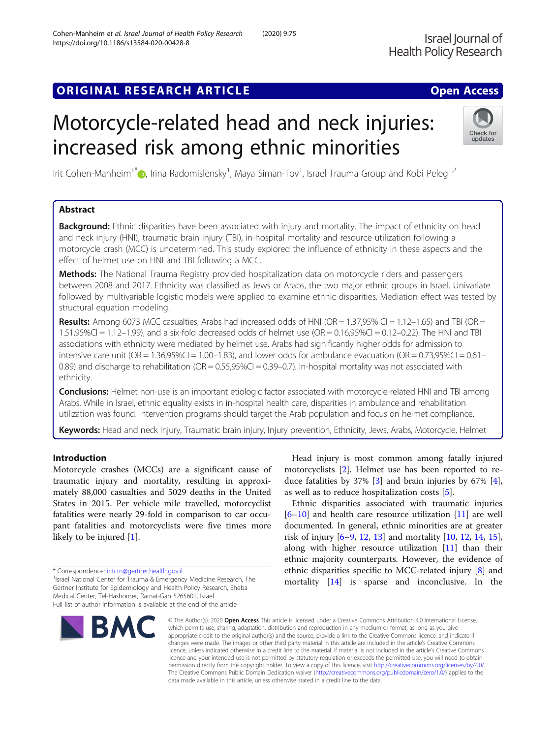ORIGINAL RESEARCH ARTICLE

Open Access

# Motorcycle-related head and neck injuries: increased risk among ethnic minorities

Irit Cohen-Manheim[1*], Irina Radomislensky[1], Maya Siman-Tov[1], Israel Trauma Group and Kobi Peleg[1,2]

## Abstract

**Background:** Ethnic disparities have been associated with injury and mortality. The impact of ethnicity on head and neck injury (HNI), traumatic brain injury (TBI), in-hospital mortality and resource utilization following a motorcycle crash (MCC) is undetermined. This study explored the influence of ethnicity in these aspects and the effect of helmet use on HNI and TBI following a MCC.

**Methods:** The National Trauma Registry provided hospitalization data on motorcycle riders and passengers between 2008 and 2017. Ethnicity was classified as Jews or Arabs, the two major ethnic groups in Israel. Univariate followed by multivariable logistic models were applied to examine ethnic disparities. Mediation effect was tested by structural equation modeling.

**Results:** Among 6073 MCC casualties, Arabs had increased odds of HNI (OR = 1.37,95% CI = 1.12–1.65) and TBI (OR = 1.51,95%CI = 1.12–1.99), and a six-fold decreased odds of helmet use (OR = 0.16,95%CI = 0.12–0.22). The HNI and TBI associations with ethnicity were mediated by helmet use. Arabs had significantly higher odds for admission to intensive care unit (OR = 1.36,95%CI = 1.00–1.83), and lower odds for ambulance evacuation (OR = 0.73,95%CI = 0.61–0.89) and discharge to rehabilitation (OR = 0.55,95%CI = 0.39–0.7). In-hospital mortality was not associated with ethnicity.

**Conclusions:** Helmet non-use is an important etiologic factor associated with motorcycle-related HNI and TBI among Arabs. While in Israel, ethnic equality exists in in-hospital health care, disparities in ambulance and rehabilitation utilization was found. Intervention programs should target the Arab population and focus on helmet compliance.

**Keywords:** Head and neck injury, Traumatic brain injury, Injury prevention, Ethnicity, Jews, Arabs, Motorcycle, Helmet

## Introduction

Motorcycle crashes (MCCs) are a significant cause of traumatic injury and mortality, resulting in approximately 88,000 casualties and 5029 deaths in the United States in 2015. Per vehicle mile travelled, motorcyclist fatalities were nearly 29-fold in comparison to car occupant fatalities and motorcyclists were five times more likely to be injured [1].

Head injury is most common among fatally injured motorcyclists [2]. Helmet use has been reported to reduce fatalities by 37% [3] and brain injuries by 67% [4], as well as to reduce hospitalization costs [5].

Ethnic disparities associated with traumatic injuries [6–10] and health care resource utilization [11] are well documented. In general, ethnic minorities are at greater risk of injury [6–9, 12, 13] and mortality [10, 12, 14, 15], along with higher resource utilization [11] than their ethnic majority counterparts. However, the evidence of ethnic disparities specific to MCC-related injury [8] and mortality [14] is sparse and inconclusive. In the

* Correspondence: iritcm@gertner.health.gov.il

[1]Israel National Center for Trauma & Emergency Medicine Research, The Gertner Institute for Epidemiology and Health Policy Research, Sheba Medical Center, Tel-Hashomer, Ramat-Gan 5265601, Israel

Full list of author information is available at the end of the article

© The Author(s). 2020 **Open Access** This article is licensed under a Creative Commons Attribution 4.0 International License, which permits use, sharing, adaptation, distribution and reproduction in any medium or format, as long as you give appropriate credit to the original author(s) and the source, provide a link to the Creative Commons licence, and indicate if changes were made. The images or other third party material in this article are included in the article's Creative Commons licence, unless indicated otherwise in a credit line to the material. If material is not included in the article's Creative Commons licence and your intended use is not permitted by statutory regulation or exceeds the permitted use, you will need to obtain permission directly from the copyright holder. To view a copy of this licence, visit http://creativecommons.org/licenses/by/4.0/. The Creative Commons Public Domain Dedication waiver (http://creativecommons.org/publicdomain/zero/1.0/) applies to the data made available in this article, unless otherwise stated in a credit line to the data.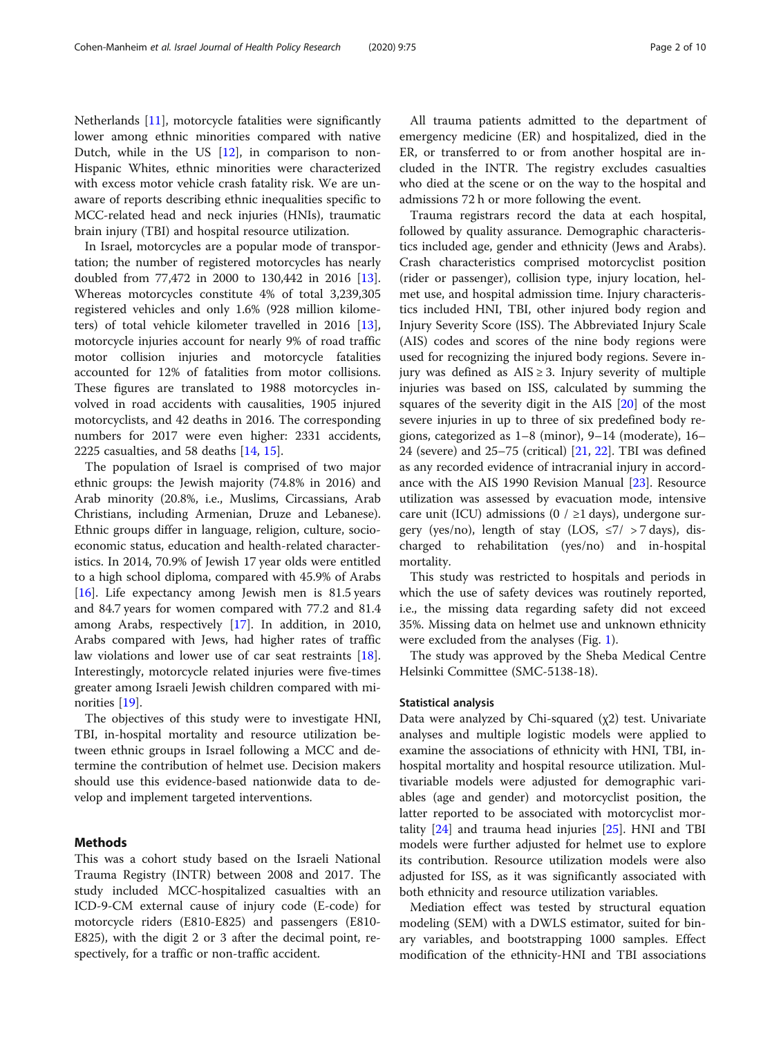Netherlands [11], motorcycle fatalities were significantly lower among ethnic minorities compared with native Dutch, while in the US [12], in comparison to non-Hispanic Whites, ethnic minorities were characterized with excess motor vehicle crash fatality risk. We are unaware of reports describing ethnic inequalities specific to MCC-related head and neck injuries (HNIs), traumatic brain injury (TBI) and hospital resource utilization.

In Israel, motorcycles are a popular mode of transportation; the number of registered motorcycles has nearly doubled from 77,472 in 2000 to 130,442 in 2016 [13]. Whereas motorcycles constitute 4% of total 3,239,305 registered vehicles and only 1.6% (928 million kilometers) of total vehicle kilometer travelled in 2016 [13], motorcycle injuries account for nearly 9% of road traffic motor collision injuries and motorcycle fatalities accounted for 12% of fatalities from motor collisions. These figures are translated to 1988 motorcycles involved in road accidents with causalities, 1905 injured motorcyclists, and 42 deaths in 2016. The corresponding numbers for 2017 were even higher: 2331 accidents, 2225 casualties, and 58 deaths [14, 15].

The population of Israel is comprised of two major ethnic groups: the Jewish majority (74.8% in 2016) and Arab minority (20.8%, i.e., Muslims, Circassians, Arab Christians, including Armenian, Druze and Lebanese). Ethnic groups differ in language, religion, culture, socioeconomic status, education and health-related characteristics. In 2014, 70.9% of Jewish 17 year olds were entitled to a high school diploma, compared with 45.9% of Arabs [16]. Life expectancy among Jewish men is 81.5 years and 84.7 years for women compared with 77.2 and 81.4 among Arabs, respectively [17]. In addition, in 2010, Arabs compared with Jews, had higher rates of traffic law violations and lower use of car seat restraints [18]. Interestingly, motorcycle related injuries were five-times greater among Israeli Jewish children compared with minorities [19].

The objectives of this study were to investigate HNI, TBI, in-hospital mortality and resource utilization between ethnic groups in Israel following a MCC and determine the contribution of helmet use. Decision makers should use this evidence-based nationwide data to develop and implement targeted interventions.

## Methods

This was a cohort study based on the Israeli National Trauma Registry (INTR) between 2008 and 2017. The study included MCC-hospitalized casualties with an ICD-9-CM external cause of injury code (E-code) for motorcycle riders (E810-E825) and passengers (E810-E825), with the digit 2 or 3 after the decimal point, respectively, for a traffic or non-traffic accident.

All trauma patients admitted to the department of emergency medicine (ER) and hospitalized, died in the ER, or transferred to or from another hospital are included in the INTR. The registry excludes casualties who died at the scene or on the way to the hospital and admissions 72 h or more following the event.

Trauma registrars record the data at each hospital, followed by quality assurance. Demographic characteristics included age, gender and ethnicity (Jews and Arabs). Crash characteristics comprised motorcyclist position (rider or passenger), collision type, injury location, helmet use, and hospital admission time. Injury characteristics included HNI, TBI, other injured body region and Injury Severity Score (ISS). The Abbreviated Injury Scale (AIS) codes and scores of the nine body regions were used for recognizing the injured body regions. Severe injury was defined as AIS ≥ 3. Injury severity of multiple injuries was based on ISS, calculated by summing the squares of the severity digit in the AIS [20] of the most severe injuries in up to three of six predefined body regions, categorized as 1–8 (minor), 9–14 (moderate), 16–24 (severe) and 25–75 (critical) [21, 22]. TBI was defined as any recorded evidence of intracranial injury in accordance with the AIS 1990 Revision Manual [23]. Resource utilization was assessed by evacuation mode, intensive care unit (ICU) admissions (0 / ≥1 days), undergone surgery (yes/no), length of stay (LOS, ≤7/ > 7 days), discharged to rehabilitation (yes/no) and in-hospital mortality.

This study was restricted to hospitals and periods in which the use of safety devices was routinely reported, i.e., the missing data regarding safety did not exceed 35%. Missing data on helmet use and unknown ethnicity were excluded from the analyses (Fig. 1).

The study was approved by the Sheba Medical Centre Helsinki Committee (SMC-5138-18).

### Statistical analysis

Data were analyzed by Chi-squared ($\chi 2$) test. Univariate analyses and multiple logistic models were applied to examine the associations of ethnicity with HNI, TBI, in-hospital mortality and hospital resource utilization. Multivariable models were adjusted for demographic variables (age and gender) and motorcyclist position, the latter reported to be associated with motorcyclist mortality [24] and trauma head injuries [25]. HNI and TBI models were further adjusted for helmet use to explore its contribution. Resource utilization models were also adjusted for ISS, as it was significantly associated with both ethnicity and resource utilization variables.

Mediation effect was tested by structural equation modeling (SEM) with a DWLS estimator, suited for binary variables, and bootstrapping 1000 samples. Effect modification of the ethnicity-HNI and TBI associations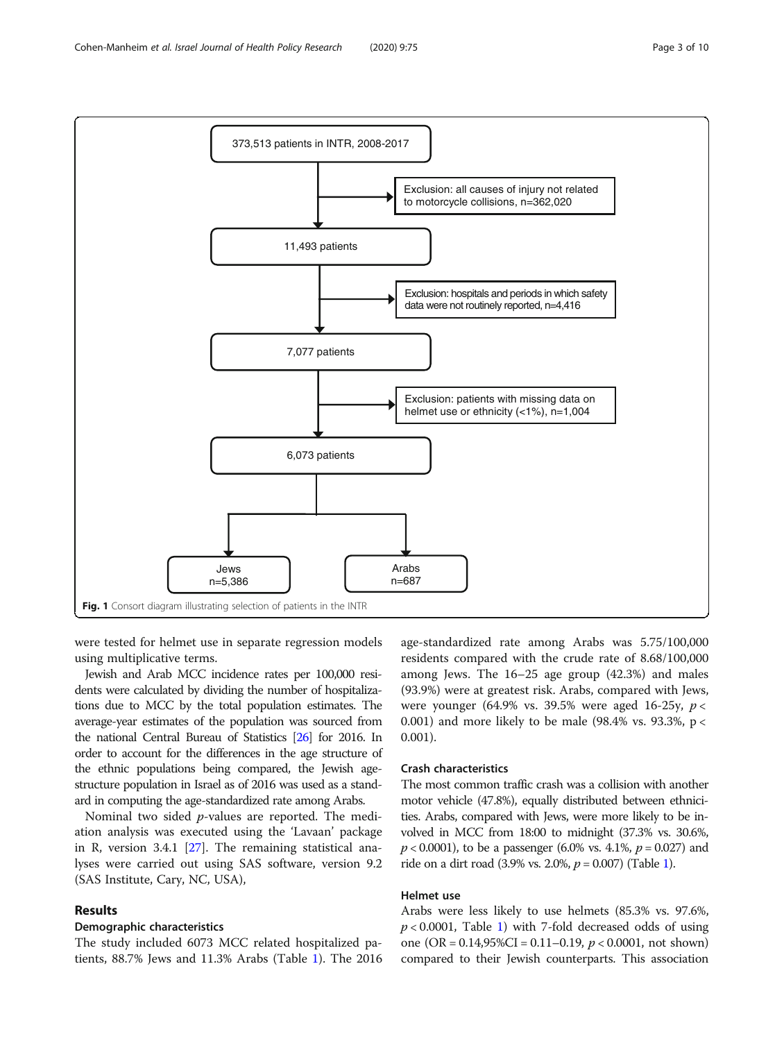373,513 patients in INTR, 2008-2017

Exclusion: all causes of injury not related to motorcycle collisions, n=362,020

11,493 patients

Exclusion: hospitals and periods in which safety data were not routinely reported, n=4,416

7,077 patients

Exclusion: patients with missing data on helmet use or ethnicity (<1%), n=1,004

6,073 patients

Jews n=5,386

Arabs n=687

**Fig. 1** Consort diagram illustrating selection of patients in the INTR

were tested for helmet use in separate regression models using multiplicative terms.

Jewish and Arab MCC incidence rates per 100,000 residents were calculated by dividing the number of hospitalizations due to MCC by the total population estimates. The average-year estimates of the population was sourced from the national Central Bureau of Statistics [26] for 2016. In order to account for the differences in the age structure of the ethnic populations being compared, the Jewish age-structure population in Israel as of 2016 was used as a standard in computing the age-standardized rate among Arabs.

Nominal two sided *p*-values are reported. The mediation analysis was executed using the 'Lavaan' package in R, version 3.4.1 [27]. The remaining statistical analyses were carried out using SAS software, version 9.2 (SAS Institute, Cary, NC, USA),

## Results

### Demographic characteristics

The study included 6073 MCC related hospitalized patients, 88.7% Jews and 11.3% Arabs (Table 1). The 2016 age-standardized rate among Arabs was 5.75/100,000 residents compared with the crude rate of 8.68/100,000 among Jews. The 16–25 age group (42.3%) and males (93.9%) were at greatest risk. Arabs, compared with Jews, were younger (64.9% vs. 39.5% were aged 16-25y, $p < 0.001$) and more likely to be male (98.4% vs. 93.3%, $p < 0.001$).

### Crash characteristics

The most common traffic crash was a collision with another motor vehicle (47.8%), equally distributed between ethnicities. Arabs, compared with Jews, were more likely to be involved in MCC from 18:00 to midnight (37.3% vs. 30.6%, $p < 0.0001$), to be a passenger (6.0% vs. 4.1%, $p = 0.027$) and ride on a dirt road (3.9% vs. 2.0%, $p = 0.007$) (Table 1).

### Helmet use

Arabs were less likely to use helmets (85.3% vs. 97.6%, $p < 0.0001$, Table 1) with 7-fold decreased odds of using one (OR = 0.14,95%CI = 0.11–0.19, $p < 0.0001$, not shown) compared to their Jewish counterparts. This association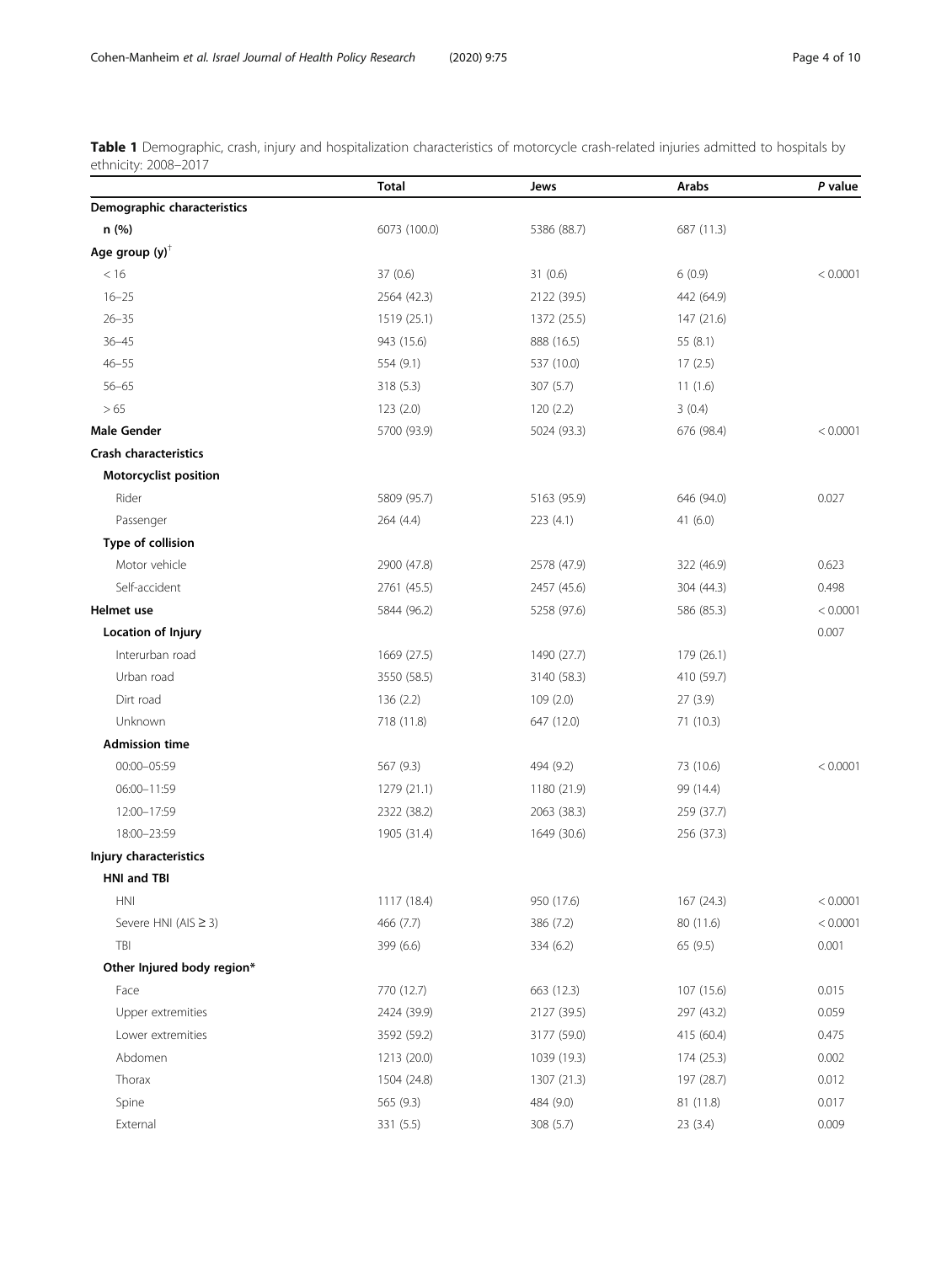**Table 1** Demographic, crash, injury and hospitalization characteristics of motorcycle crash-related injuries admitted to hospitals by ethnicity: 2008–2017

| | Total | Jews | Arabs | *P* value |
|---|---|---|---|---|
| **Demographic characteristics** | | | | |
| **n (%)** | 6073 (100.0) | 5386 (88.7) | 687 (11.3) | |
| **Age group (y)**[†] | | | | |
| < 16 | 37 (0.6) | 31 (0.6) | 6 (0.9) | < 0.0001 |
| 16–25 | 2564 (42.3) | 2122 (39.5) | 442 (64.9) | |
| 26–35 | 1519 (25.1) | 1372 (25.5) | 147 (21.6) | |
| 36–45 | 943 (15.6) | 888 (16.5) | 55 (8.1) | |
| 46–55 | 554 (9.1) | 537 (10.0) | 17 (2.5) | |
| 56–65 | 318 (5.3) | 307 (5.7) | 11 (1.6) | |
| > 65 | 123 (2.0) | 120 (2.2) | 3 (0.4) | |
| **Male Gender** | 5700 (93.9) | 5024 (93.3) | 676 (98.4) | < 0.0001 |
| **Crash characteristics** | | | | |
| **Motorcyclist position** | | | | |
| Rider | 5809 (95.7) | 5163 (95.9) | 646 (94.0) | 0.027 |
| Passenger | 264 (4.4) | 223 (4.1) | 41 (6.0) | |
| **Type of collision** | | | | |
| Motor vehicle | 2900 (47.8) | 2578 (47.9) | 322 (46.9) | 0.623 |
| Self-accident | 2761 (45.5) | 2457 (45.6) | 304 (44.3) | 0.498 |
| **Helmet use** | 5844 (96.2) | 5258 (97.6) | 586 (85.3) | < 0.0001 |
| **Location of Injury** | | | | 0.007 |
| Interurban road | 1669 (27.5) | 1490 (27.7) | 179 (26.1) | |
| Urban road | 3550 (58.5) | 3140 (58.3) | 410 (59.7) | |
| Dirt road | 136 (2.2) | 109 (2.0) | 27 (3.9) | |
| Unknown | 718 (11.8) | 647 (12.0) | 71 (10.3) | |
| **Admission time** | | | | |
| 00:00–05:59 | 567 (9.3) | 494 (9.2) | 73 (10.6) | < 0.0001 |
| 06:00–11:59 | 1279 (21.1) | 1180 (21.9) | 99 (14.4) | |
| 12:00–17:59 | 2322 (38.2) | 2063 (38.3) | 259 (37.7) | |
| 18:00–23:59 | 1905 (31.4) | 1649 (30.6) | 256 (37.3) | |
| **Injury characteristics** | | | | |
| **HNI and TBI** | | | | |
| HNI | 1117 (18.4) | 950 (17.6) | 167 (24.3) | < 0.0001 |
| Severe HNI (AIS ≥ 3) | 466 (7.7) | 386 (7.2) | 80 (11.6) | < 0.0001 |
| TBI | 399 (6.6) | 334 (6.2) | 65 (9.5) | 0.001 |
| **Other Injured body region*** | | | | |
| Face | 770 (12.7) | 663 (12.3) | 107 (15.6) | 0.015 |
| Upper extremities | 2424 (39.9) | 2127 (39.5) | 297 (43.2) | 0.059 |
| Lower extremities | 3592 (59.2) | 3177 (59.0) | 415 (60.4) | 0.475 |
| Abdomen | 1213 (20.0) | 1039 (19.3) | 174 (25.3) | 0.002 |
| Thorax | 1504 (24.8) | 1307 (21.3) | 197 (28.7) | 0.012 |
| Spine | 565 (9.3) | 484 (9.0) | 81 (11.8) | 0.017 |
| External | 331 (5.5) | 308 (5.7) | 23 (3.4) | 0.009 |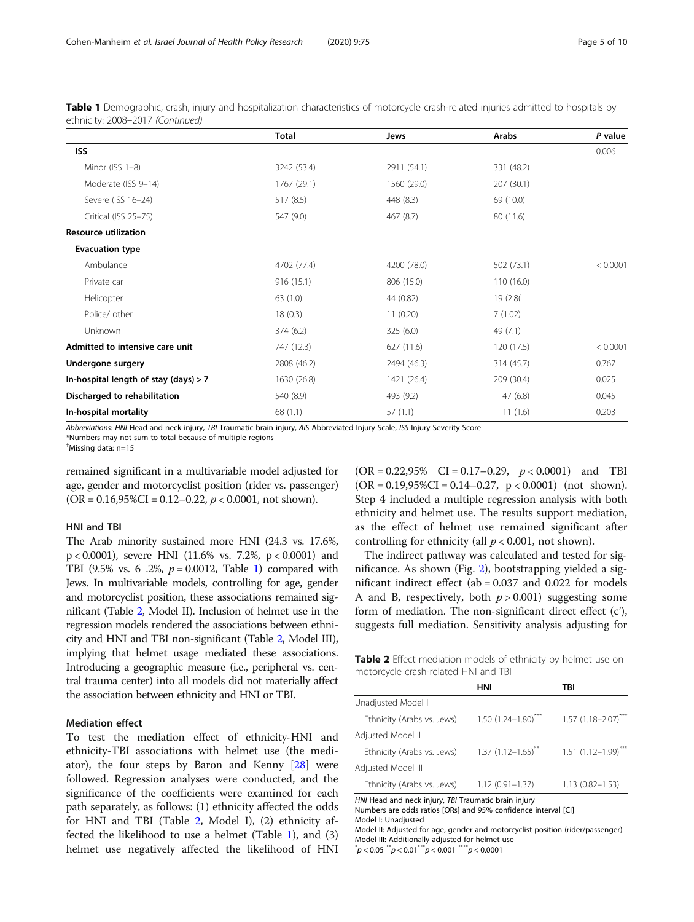**Table 1** Demographic, crash, injury and hospitalization characteristics of motorcycle crash-related injuries admitted to hospitals by ethnicity: 2008–2017 *(Continued)*

| | Total | Jews | Arabs | P value |
|---|---|---|---|---|
| **ISS** | | | | 0.006 |
| Minor (ISS 1–8) | 3242 (53.4) | 2911 (54.1) | 331 (48.2) | |
| Moderate (ISS 9–14) | 1767 (29.1) | 1560 (29.0) | 207 (30.1) | |
| Severe (ISS 16–24) | 517 (8.5) | 448 (8.3) | 69 (10.0) | |
| Critical (ISS 25–75) | 547 (9.0) | 467 (8.7) | 80 (11.6) | |
| **Resource utilization** | | | | |
| **Evacuation type** | | | | |
| Ambulance | 4702 (77.4) | 4200 (78.0) | 502 (73.1) | < 0.0001 |
| Private car | 916 (15.1) | 806 (15.0) | 110 (16.0) | |
| Helicopter | 63 (1.0) | 44 (0.82) | 19 (2.8( | |
| Police/ other | 18 (0.3) | 11 (0.20) | 7 (1.02) | |
| Unknown | 374 (6.2) | 325 (6.0) | 49 (7.1) | |
| **Admitted to intensive care unit** | 747 (12.3) | 627 (11.6) | 120 (17.5) | < 0.0001 |
| **Undergone surgery** | 2808 (46.2) | 2494 (46.3) | 314 (45.7) | 0.767 |
| **In-hospital length of stay (days) > 7** | 1630 (26.8) | 1421 (26.4) | 209 (30.4) | 0.025 |
| **Discharged to rehabilitation** | 540 (8.9) | 493 (9.2) | 47 (6.8) | 0.045 |
| **In-hospital mortality** | 68 (1.1) | 57 (1.1) | 11 (1.6) | 0.203 |

*Abbreviations*: *HNI* Head and neck injury, *TBI* Traumatic brain injury, *AIS* Abbreviated Injury Scale, *ISS* Injury Severity Score
*Numbers may not sum to total because of multiple regions
†Missing data: n=15

remained significant in a multivariable model adjusted for age, gender and motorcyclist position (rider vs. passenger) (OR = 0.16,95%CI = 0.12–0.22, $p < 0.0001$, not shown).

### HNI and TBI

The Arab minority sustained more HNI (24.3 vs. 17.6%, p < 0.0001), severe HNI (11.6% vs. 7.2%, p < 0.0001) and TBI (9.5% vs. 6 .2%, $p = 0.0012$, Table 1) compared with Jews. In multivariable models, controlling for age, gender and motorcyclist position, these associations remained significant (Table 2, Model II). Inclusion of helmet use in the regression models rendered the associations between ethnicity and HNI and TBI non-significant (Table 2, Model III), implying that helmet usage mediated these associations. Introducing a geographic measure (i.e., peripheral vs. central trauma center) into all models did not materially affect the association between ethnicity and HNI or TBI.

### Mediation effect

To test the mediation effect of ethnicity-HNI and ethnicity-TBI associations with helmet use (the mediator), the four steps by Baron and Kenny [28] were followed. Regression analyses were conducted, and the significance of the coefficients were examined for each path separately, as follows: (1) ethnicity affected the odds for HNI and TBI (Table 2, Model I), (2) ethnicity affected the likelihood to use a helmet (Table 1), and (3) helmet use negatively affected the likelihood of HNI (OR = 0.22,95% CI = 0.17–0.29, $p < 0.0001$) and TBI (OR = 0.19,95%CI = 0.14–0.27, p < 0.0001) (not shown). Step 4 included a multiple regression analysis with both ethnicity and helmet use. The results support mediation, as the effect of helmet use remained significant after controlling for ethnicity (all $p < 0.001$, not shown).

The indirect pathway was calculated and tested for significance. As shown (Fig. 2), bootstrapping yielded a significant indirect effect (ab = 0.037 and 0.022 for models A and B, respectively, both $p > 0.001$) suggesting some form of mediation. The non-significant direct effect (c'), suggests full mediation. Sensitivity analysis adjusting for

**Table 2** Effect mediation models of ethnicity by helmet use on motorcycle crash-related HNI and TBI

| | HNI | TBI |
|---|---|---|
| Unadjusted Model I | | |
| Ethnicity (Arabs vs. Jews) | 1.50 (1.24–1.80)*** | 1.57 (1.18–2.07)*** |
| Adjusted Model II | | |
| Ethnicity (Arabs vs. Jews) | 1.37 (1.12–1.65)** | 1.51 (1.12–1.99)*** |
| Adjusted Model III | | |
| Ethnicity (Arabs vs. Jews) | 1.12 (0.91–1.37) | 1.13 (0.82–1.53) |

*HNI* Head and neck injury, *TBI* Traumatic brain injury
Numbers are odds ratios [ORs] and 95% confidence interval [CI]
Model I: Unadjusted
Model II: Adjusted for age, gender and motorcyclist position (rider/passenger)
Model III: Additionally adjusted for helmet use
*$p < 0.05$ **$p < 0.01$ ***$p < 0.001$ ****$p < 0.0001$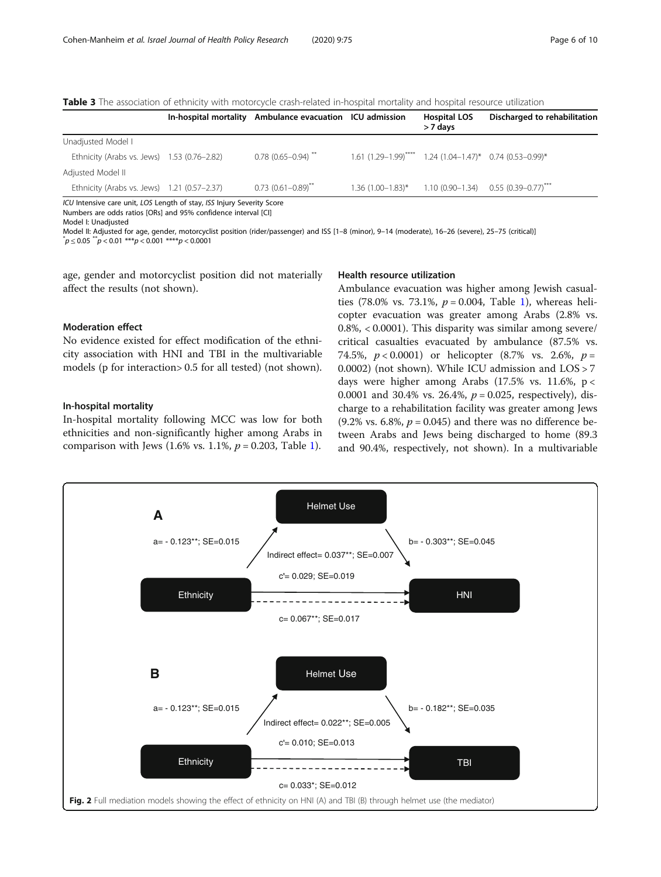**Table 3** The association of ethnicity with motorcycle crash-related in-hospital mortality and hospital resource utilization

| | In-hospital mortality | Ambulance evacuation | ICU admission | Hospital LOS > 7 days | Discharged to rehabilitation |
|---|---|---|---|---|---|
| Unadjusted Model I | | | | | |
| Ethnicity (Arabs vs. Jews) | 1.53 (0.76–2.82) | 0.78 (0.65–0.94) ** | 1.61 (1.29–1.99)**** | 1.24 (1.04–1.47)* | 0.74 (0.53–0.99)* |
| Adjusted Model II | | | | | |
| Ethnicity (Arabs vs. Jews) | 1.21 (0.57–2.37) | 0.73 (0.61–0.89)** | 1.36 (1.00–1.83)* | 1.10 (0.90–1.34) | 0.55 (0.39–0.77)*** |

*ICU* Intensive care unit, *LOS* Length of stay, *ISS* Injury Severity Score
Numbers are odds ratios [ORs] and 95% confidence interval [CI]
Model I: Unadjusted
Model II: Adjusted for age, gender, motorcyclist position (rider/passenger) and ISS [1–8 (minor), 9–14 (moderate), 16–26 (severe), 25–75 (critical)]
*$p \leq 0.05$ **$p < 0.01$ ***$p < 0.001$ ****$p < 0.0001$

age, gender and motorcyclist position did not materially affect the results (not shown).

### Moderation effect

No evidence existed for effect modification of the ethnicity association with HNI and TBI in the multivariable models (p for interaction> 0.5 for all tested) (not shown).

### In-hospital mortality

In-hospital mortality following MCC was low for both ethnicities and non-significantly higher among Arabs in comparison with Jews (1.6% vs. 1.1%, $p = 0.203$, Table 1).

### Health resource utilization

Ambulance evacuation was higher among Jewish casualties (78.0% vs. 73.1%, $p = 0.004$, Table 1), whereas helicopter evacuation was greater among Arabs (2.8% vs. 0.8%, < 0.0001). This disparity was similar among severe/critical casualties evacuated by ambulance (87.5% vs. 74.5%, $p < 0.0001$) or helicopter (8.7% vs. 2.6%, $p = 0.0002$) (not shown). While ICU admission and LOS > 7 days were higher among Arabs (17.5% vs. 11.6%, $p < 0.0001$ and 30.4% vs. 26.4%, $p = 0.025$, respectively), discharge to a rehabilitation facility was greater among Jews (9.2% vs. 6.8%, $p = 0.045$) and there was no difference between Arabs and Jews being discharged to home (89.3 and 90.4%, respectively, not shown). In a multivariable

**Fig. 2** Full mediation models showing the effect of ethnicity on HNI (A) and TBI (B) through helmet use (the mediator)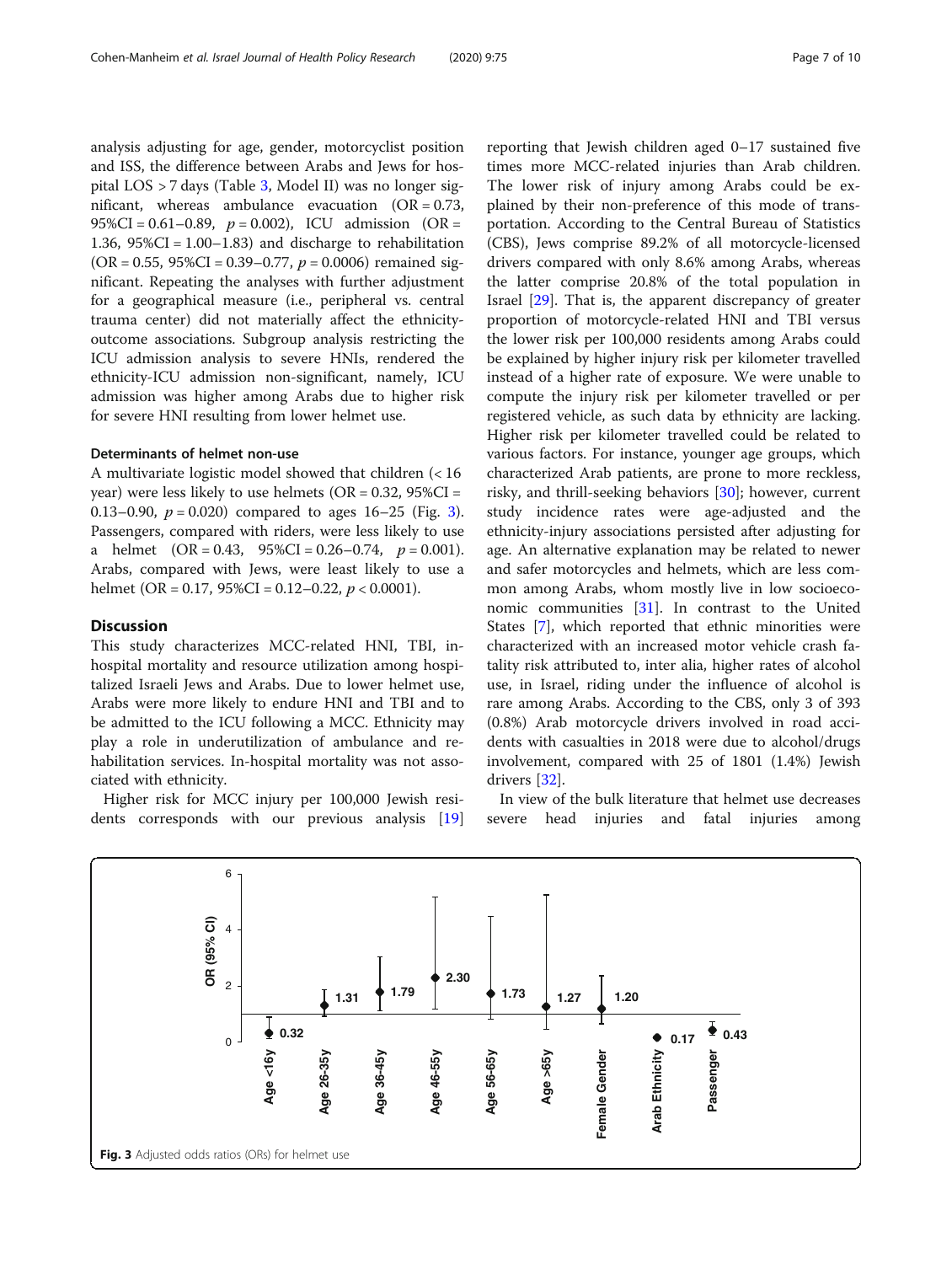analysis adjusting for age, gender, motorcyclist position and ISS, the difference between Arabs and Jews for hospital LOS > 7 days (Table 3, Model II) was no longer significant, whereas ambulance evacuation (OR = 0.73, 95%CI = 0.61–0.89, $p = 0.002$), ICU admission (OR = 1.36, 95%CI = 1.00–1.83) and discharge to rehabilitation (OR = 0.55, 95%CI = 0.39–0.77, $p = 0.0006$) remained significant. Repeating the analyses with further adjustment for a geographical measure (i.e., peripheral vs. central trauma center) did not materially affect the ethnicity-outcome associations. Subgroup analysis restricting the ICU admission analysis to severe HNIs, rendered the ethnicity-ICU admission non-significant, namely, ICU admission was higher among Arabs due to higher risk for severe HNI resulting from lower helmet use.

### Determinants of helmet non-use

A multivariate logistic model showed that children (< 16 year) were less likely to use helmets (OR = 0.32, 95%CI = 0.13–0.90, $p = 0.020$) compared to ages 16–25 (Fig. 3). Passengers, compared with riders, were less likely to use a helmet (OR = 0.43, 95%CI = 0.26–0.74, $p = 0.001$). Arabs, compared with Jews, were least likely to use a helmet (OR = 0.17, 95%CI = 0.12–0.22, $p < 0.0001$).

## Discussion

This study characterizes MCC-related HNI, TBI, in-hospital mortality and resource utilization among hospitalized Israeli Jews and Arabs. Due to lower helmet use, Arabs were more likely to endure HNI and TBI and to be admitted to the ICU following a MCC. Ethnicity may play a role in underutilization of ambulance and rehabilitation services. In-hospital mortality was not associated with ethnicity.

Higher risk for MCC injury per 100,000 Jewish residents corresponds with our previous analysis [19] reporting that Jewish children aged 0–17 sustained five times more MCC-related injuries than Arab children. The lower risk of injury among Arabs could be explained by their non-preference of this mode of transportation. According to the Central Bureau of Statistics (CBS), Jews comprise 89.2% of all motorcycle-licensed drivers compared with only 8.6% among Arabs, whereas the latter comprise 20.8% of the total population in Israel [29]. That is, the apparent discrepancy of greater proportion of motorcycle-related HNI and TBI versus the lower risk per 100,000 residents among Arabs could be explained by higher injury risk per kilometer travelled instead of a higher rate of exposure. We were unable to compute the injury risk per kilometer travelled or per registered vehicle, as such data by ethnicity are lacking. Higher risk per kilometer travelled could be related to various factors. For instance, younger age groups, which characterized Arab patients, are prone to more reckless, risky, and thrill-seeking behaviors [30]; however, current study incidence rates were age-adjusted and the ethnicity-injury associations persisted after adjusting for age. An alternative explanation may be related to newer and safer motorcycles and helmets, which are less common among Arabs, whom mostly live in low socioeconomic communities [31]. In contrast to the United States [7], which reported that ethnic minorities were characterized with an increased motor vehicle crash fatality risk attributed to, inter alia, higher rates of alcohol use, in Israel, riding under the influence of alcohol is rare among Arabs. According to the CBS, only 3 of 393 (0.8%) Arab motorcycle drivers involved in road accidents with casualties in 2018 were due to alcohol/drugs involvement, compared with 25 of 1801 (1.4%) Jewish drivers [32].

In view of the bulk literature that helmet use decreases severe head injuries and fatal injuries among

**Fig. 3** Adjusted odds ratios (ORs) for helmet use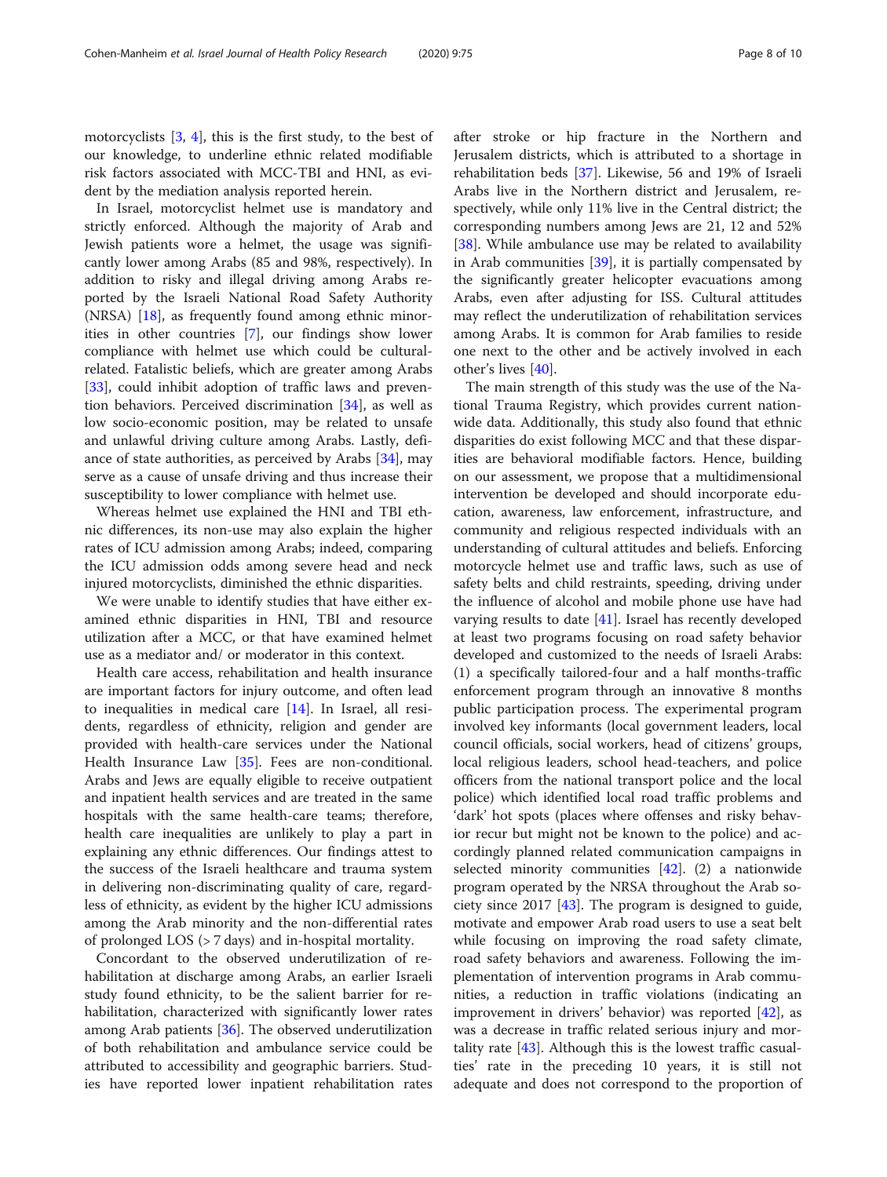motorcyclists [3, 4], this is the first study, to the best of our knowledge, to underline ethnic related modifiable risk factors associated with MCC-TBI and HNI, as evident by the mediation analysis reported herein.

In Israel, motorcyclist helmet use is mandatory and strictly enforced. Although the majority of Arab and Jewish patients wore a helmet, the usage was significantly lower among Arabs (85 and 98%, respectively). In addition to risky and illegal driving among Arabs reported by the Israeli National Road Safety Authority (NRSA) [18], as frequently found among ethnic minorities in other countries [7], our findings show lower compliance with helmet use which could be cultural-related. Fatalistic beliefs, which are greater among Arabs [33], could inhibit adoption of traffic laws and prevention behaviors. Perceived discrimination [34], as well as low socio-economic position, may be related to unsafe and unlawful driving culture among Arabs. Lastly, defiance of state authorities, as perceived by Arabs [34], may serve as a cause of unsafe driving and thus increase their susceptibility to lower compliance with helmet use.

Whereas helmet use explained the HNI and TBI ethnic differences, its non-use may also explain the higher rates of ICU admission among Arabs; indeed, comparing the ICU admission odds among severe head and neck injured motorcyclists, diminished the ethnic disparities.

We were unable to identify studies that have either examined ethnic disparities in HNI, TBI and resource utilization after a MCC, or that have examined helmet use as a mediator and/ or moderator in this context.

Health care access, rehabilitation and health insurance are important factors for injury outcome, and often lead to inequalities in medical care [14]. In Israel, all residents, regardless of ethnicity, religion and gender are provided with health-care services under the National Health Insurance Law [35]. Fees are non-conditional. Arabs and Jews are equally eligible to receive outpatient and inpatient health services and are treated in the same hospitals with the same health-care teams; therefore, health care inequalities are unlikely to play a part in explaining any ethnic differences. Our findings attest to the success of the Israeli healthcare and trauma system in delivering non-discriminating quality of care, regardless of ethnicity, as evident by the higher ICU admissions among the Arab minority and the non-differential rates of prolonged LOS (> 7 days) and in-hospital mortality.

Concordant to the observed underutilization of rehabilitation at discharge among Arabs, an earlier Israeli study found ethnicity, to be the salient barrier for rehabilitation, characterized with significantly lower rates among Arab patients [36]. The observed underutilization of both rehabilitation and ambulance service could be attributed to accessibility and geographic barriers. Studies have reported lower inpatient rehabilitation rates after stroke or hip fracture in the Northern and Jerusalem districts, which is attributed to a shortage in rehabilitation beds [37]. Likewise, 56 and 19% of Israeli Arabs live in the Northern district and Jerusalem, respectively, while only 11% live in the Central district; the corresponding numbers among Jews are 21, 12 and 52% [38]. While ambulance use may be related to availability in Arab communities [39], it is partially compensated by the significantly greater helicopter evacuations among Arabs, even after adjusting for ISS. Cultural attitudes may reflect the underutilization of rehabilitation services among Arabs. It is common for Arab families to reside one next to the other and be actively involved in each other's lives [40].

The main strength of this study was the use of the National Trauma Registry, which provides current nationwide data. Additionally, this study also found that ethnic disparities do exist following MCC and that these disparities are behavioral modifiable factors. Hence, building on our assessment, we propose that a multidimensional intervention be developed and should incorporate education, awareness, law enforcement, infrastructure, and community and religious respected individuals with an understanding of cultural attitudes and beliefs. Enforcing motorcycle helmet use and traffic laws, such as use of safety belts and child restraints, speeding, driving under the influence of alcohol and mobile phone use have had varying results to date [41]. Israel has recently developed at least two programs focusing on road safety behavior developed and customized to the needs of Israeli Arabs: (1) a specifically tailored-four and a half months-traffic enforcement program through an innovative 8 months public participation process. The experimental program involved key informants (local government leaders, local council officials, social workers, head of citizens' groups, local religious leaders, school head-teachers, and police officers from the national transport police and the local police) which identified local road traffic problems and 'dark' hot spots (places where offenses and risky behavior recur but might not be known to the police) and accordingly planned related communication campaigns in selected minority communities [42]. (2) a nationwide program operated by the NRSA throughout the Arab society since 2017 [43]. The program is designed to guide, motivate and empower Arab road users to use a seat belt while focusing on improving the road safety climate, road safety behaviors and awareness. Following the implementation of intervention programs in Arab communities, a reduction in traffic violations (indicating an improvement in drivers' behavior) was reported [42], as was a decrease in traffic related serious injury and mortality rate [43]. Although this is the lowest traffic casualties' rate in the preceding 10 years, it is still not adequate and does not correspond to the proportion of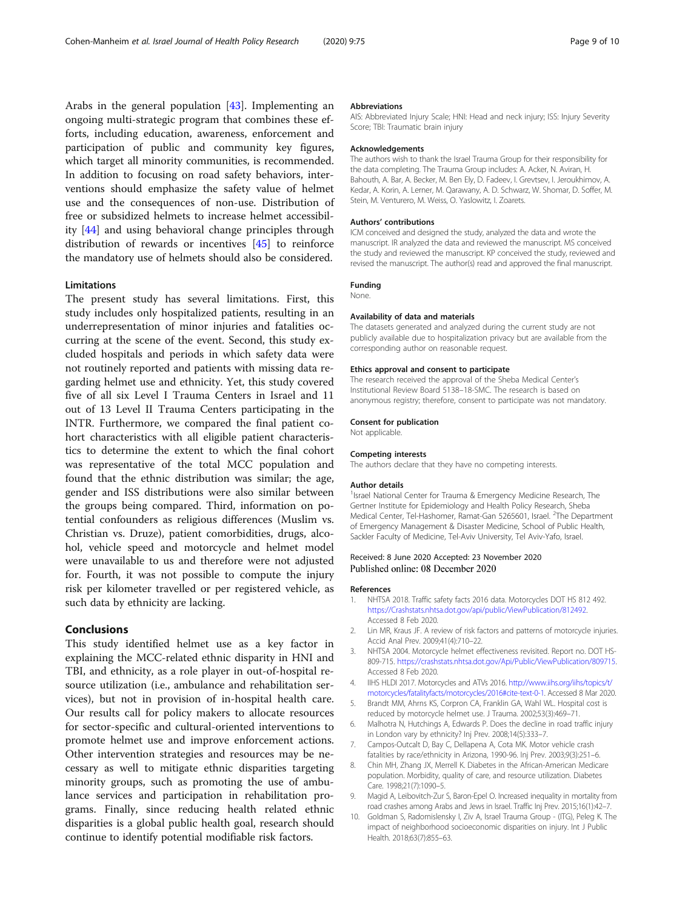Arabs in the general population [43]. Implementing an ongoing multi-strategic program that combines these efforts, including education, awareness, enforcement and participation of public and community key figures, which target all minority communities, is recommended. In addition to focusing on road safety behaviors, interventions should emphasize the safety value of helmet use and the consequences of non-use. Distribution of free or subsidized helmets to increase helmet accessibility [44] and using behavioral change principles through distribution of rewards or incentives [45] to reinforce the mandatory use of helmets should also be considered.

### Limitations

The present study has several limitations. First, this study includes only hospitalized patients, resulting in an underrepresentation of minor injuries and fatalities occurring at the scene of the event. Second, this study excluded hospitals and periods in which safety data were not routinely reported and patients with missing data regarding helmet use and ethnicity. Yet, this study covered five of all six Level I Trauma Centers in Israel and 11 out of 13 Level II Trauma Centers participating in the INTR. Furthermore, we compared the final patient cohort characteristics with all eligible patient characteristics to determine the extent to which the final cohort was representative of the total MCC population and found that the ethnic distribution was similar; the age, gender and ISS distributions were also similar between the groups being compared. Third, information on potential confounders as religious differences (Muslim vs. Christian vs. Druze), patient comorbidities, drugs, alcohol, vehicle speed and motorcycle and helmet model were unavailable to us and therefore were not adjusted for. Fourth, it was not possible to compute the injury risk per kilometer travelled or per registered vehicle, as such data by ethnicity are lacking.

## Conclusions

This study identified helmet use as a key factor in explaining the MCC-related ethnic disparity in HNI and TBI, and ethnicity, as a role player in out-of-hospital resource utilization (i.e., ambulance and rehabilitation services), but not in provision of in-hospital health care. Our results call for policy makers to allocate resources for sector-specific and cultural-oriented interventions to promote helmet use and improve enforcement actions. Other intervention strategies and resources may be necessary as well to mitigate ethnic disparities targeting minority groups, such as promoting the use of ambulance services and participation in rehabilitation programs. Finally, since reducing health related ethnic disparities is a global public health goal, research should continue to identify potential modifiable risk factors.

#### Abbreviations

AIS: Abbreviated Injury Scale; HNI: Head and neck injury; ISS: Injury Severity Score; TBI: Traumatic brain injury

#### Acknowledgements

The authors wish to thank the Israel Trauma Group for their responsibility for the data completing. The Trauma Group includes: A. Acker, N. Aviran, H. Bahouth, A. Bar, A. Becker, M. Ben Ely, D. Fadeev, I. Grevtsev, I. Jeroukhimov, A. Kedar, A. Korin, A. Lerner, M. Qarawany, A. D. Schwarz, W. Shomar, D. Soffer, M. Stein, M. Venturero, M. Weiss, O. Yaslowitz, I. Zoarets.

#### Authors' contributions

ICM conceived and designed the study, analyzed the data and wrote the manuscript. IR analyzed the data and reviewed the manuscript. MS conceived the study and reviewed the manuscript. KP conceived the study, reviewed and revised the manuscript. The author(s) read and approved the final manuscript.

#### Funding

None.

#### Availability of data and materials

The datasets generated and analyzed during the current study are not publicly available due to hospitalization privacy but are available from the corresponding author on reasonable request.

#### Ethics approval and consent to participate

The research received the approval of the Sheba Medical Center's Institutional Review Board 5138–18-SMC. The research is based on anonymous registry; therefore, consent to participate was not mandatory.

#### Consent for publication

Not applicable.

#### Competing interests

The authors declare that they have no competing interests.

#### Author details

[1]Israel National Center for Trauma & Emergency Medicine Research, The Gertner Institute for Epidemiology and Health Policy Research, Sheba Medical Center, Tel-Hashomer, Ramat-Gan 5265601, Israel. [2]The Department of Emergency Management & Disaster Medicine, School of Public Health, Sackler Faculty of Medicine, Tel-Aviv University, Tel Aviv-Yafo, Israel.

Received: 8 June 2020 Accepted: 23 November 2020
Published online: 08 December 2020

#### References

1. NHTSA 2018. Traffic safety facts 2016 data. Motorcycles DOT HS 812 492. https://Crashstats.nhtsa.dot.gov/api/public/ViewPublication/812492. Accessed 8 Feb 2020.
2. Lin MR, Kraus JF. A review of risk factors and patterns of motorcycle injuries. Accid Anal Prev. 2009;41(4):710–22.
3. NHTSA 2004. Motorcycle helmet effectiveness revisited. Report no. DOT HS-809-715. https://crashstats.nhtsa.dot.gov/Api/Public/ViewPublication/809715. Accessed 8 Feb 2020.
4. IIHS HLDI 2017. Motorcycles and ATVs 2016. http://www.iihs.org/iihs/topics/t/motorcycles/fatalityfacts/motorcycles/2016#cite-text-0-1. Accessed 8 Mar 2020.
5. Brandt MM, Ahrns KS, Corpron CA, Franklin GA, Wahl WL. Hospital cost is reduced by motorcycle helmet use. J Trauma. 2002;53(3):469–71.
6. Malhotra N, Hutchings A, Edwards P. Does the decline in road traffic injury in London vary by ethnicity? Inj Prev. 2008;14(5):333–7.
7. Campos-Outcalt D, Bay C, Dellapena A, Cota MK. Motor vehicle crash fatalities by race/ethnicity in Arizona, 1990-96. Inj Prev. 2003;9(3):251–6.
8. Chin MH, Zhang JX, Merrell K. Diabetes in the African-American Medicare population. Morbidity, quality of care, and resource utilization. Diabetes Care. 1998;21(7):1090–5.
9. Magid A, Leibovitch-Zur S, Baron-Epel O. Increased inequality in mortality from road crashes among Arabs and Jews in Israel. Traffic Inj Prev. 2015;16(1):42–7.
10. Goldman S, Radomislensky I, Ziv A, Israel Trauma Group - (ITG), Peleg K. The impact of neighborhood socioeconomic disparities on injury. Int J Public Health. 2018;63(7):855–63.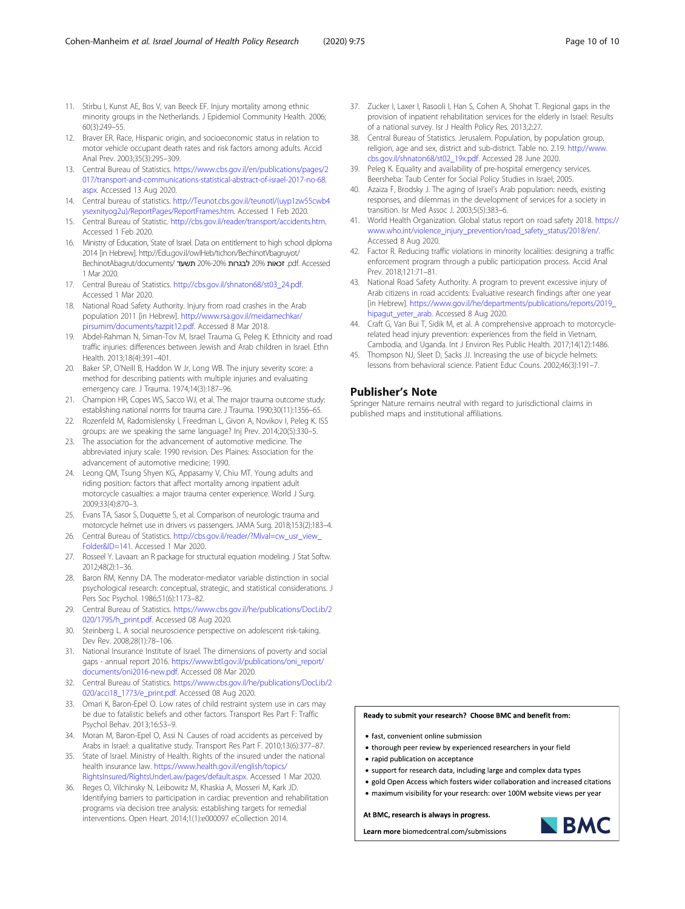11. Stirbu I, Kunst AE, Bos V, van Beeck EF. Injury mortality among ethnic minority groups in the Netherlands. J Epidemiol Community Health. 2006; 60(3):249–55.
12. Braver ER. Race, Hispanic origin, and socioeconomic status in relation to motor vehicle occupant death rates and risk factors among adults. Accid Anal Prev. 2003;35(3):295–309.
13. Central Bureau of Statistics. https://www.cbs.gov.il/en/publications/pages/2017/transport-and-communications-statistical-abstract-of-israel-2017-no-68.aspx. Accessed 13 Aug 2020.
14. Central bureau of statistics. http://Teunot.cbs.gov.il/teunotl/(uyp1zw55cwb4ysexnityog2u)/ReportPages/ReportFrames.htm. Accessed 1 Feb 2020.
15. Central Bureau of Statistic. http://cbs.gov.il/reader/transport/accidents.htm. Accessed 1 Feb 2020.
16. Ministry of Education, State of Israel. Data on entitlement to high school diploma 2014 [in Hebrew]. http://Edu.gov.il/owlHeb/tichon/BechinotVbagruyot/BechinotAbagrut/documents/ תשעד 20%-20% לבגרות 20% זכאות .pdf. Accessed 1 Mar 2020.
17. Central Bureau of Statistics. http://cbs.gov.il/shnaton68/st03_24.pdf. Accessed 1 Mar 2020.
18. National Road Safety Authority. Injury from road crashes in the Arab population 2011 [in Hebrew]. http://www.rsa.gov.il/meidamechkar/pirsumim/documents/tazpit12.pdf. Accessed 8 Mar 2018.
19. Abdel-Rahman N, Siman-Tov M, Israel Trauma G, Peleg K. Ethnicity and road traffic injuries: differences between Jewish and Arab children in Israel. Ethn Health. 2013;18(4):391–401.
20. Baker SP, O'Neill B, Haddon W Jr, Long WB. The injury severity score: a method for describing patients with multiple injuries and evaluating emergency care. J Trauma. 1974;14(3):187–96.
21. Champion HR, Copes WS, Sacco WJ, et al. The major trauma outcome study: establishing national norms for trauma care. J Trauma. 1990;30(11):1356–65.
22. Rozenfeld M, Radomislensky I, Freedman L, Givon A, Novikov I, Peleg K. ISS groups: are we speaking the same language? Inj Prev. 2014;20(5):330–5.
23. The association for the advancement of automotive medicine. The abbreviated injury scale: 1990 revision. Des Plaines: Association for the advancement of automotive medicine; 1990.
24. Leong QM, Tsung Shyen KG, Appasamy V, Chiu MT. Young adults and riding position: factors that affect mortality among inpatient adult motorcycle casualties: a major trauma center experience. World J Surg. 2009;33(4):870–3.
25. Evans TA, Sasor S, Duquette S, et al. Comparison of neurologic trauma and motorcycle helmet use in drivers vs passengers. JAMA Surg. 2018;153(2):183–4.
26. Central Bureau of Statistics. http://cbs.gov.il/reader/?MIval=cw_usr_view_Folder&ID=141. Accessed 1 Mar 2020.
27. Rosseel Y. Lavaan: an R package for structural equation modeling. J Stat Softw. 2012;48(2):1–36.
28. Baron RM, Kenny DA. The moderator-mediator variable distinction in social psychological research: conceptual, strategic, and statistical considerations. J Pers Soc Psychol. 1986;51(6):1173–82.
29. Central Bureau of Statistics. https://www.cbs.gov.il/he/publications/DocLib/2020/1795/h_print.pdf. Accessed 08 Aug 2020.
30. Steinberg L. A social neuroscience perspective on adolescent risk-taking. Dev Rev. 2008;28(1):78–106.
31. National Insurance Institute of Israel. The dimensions of poverty and social gaps - annual report 2016. https://www.btl.gov.il/publications/oni_report/documents/oni2016-new.pdf. Accessed 08 Mar 2020.
32. Central Bureau of Statistics. https://www.cbs.gov.il/he/publications/DocLib/2020/acci18_1773/e_print.pdf. Accessed 08 Aug 2020.
33. Omari K, Baron-Epel O. Low rates of child restraint system use in cars may be due to fatalistic beliefs and other factors. Transport Res Part F: Traffic Psychol Behav. 2013;16:53–9.
34. Moran M, Baron-Epel O, Assi N. Causes of road accidents as perceived by Arabs in Israel: a qualitative study. Transport Res Part F. 2010;13(6):377–87.
35. State of Israel. Ministry of Health. Rights of the insured under the national health insurance law. https://www.health.gov.il/english/topics/RightsInsured/RightsUnderLaw/pages/default.aspx. Accessed 1 Mar 2020.
36. Reges O, Vilchinsky N, Leibowitz M, Khaskia A, Mosseri M, Kark JD. Identifying barriers to participation in cardiac prevention and rehabilitation programs via decision tree analysis: establishing targets for remedial interventions. Open Heart. 2014;1(1):e000097 eCollection 2014.
37. Zucker I, Laxer I, Rasooli I, Han S, Cohen A, Shohat T. Regional gaps in the provision of inpatient rehabilitation services for the elderly in Israel: Results of a national survey. Isr J Health Policy Res. 2013;2:27.
38. Central Bureau of Statistics. Jerusalem. Population, by population group, religion, age and sex, district and sub-district. Table no. 2.19. http://www.cbs.gov.il/shnaton68/st02_19x.pdf. Accessed 28 June 2020.
39. Peleg K. Equality and availability of pre-hospital emergency services. Beersheba: Taub Center for Social Policy Studies in Israel; 2005.
40. Azaiza F, Brodsky J. The aging of Israel's Arab population: needs, existing responses, and dilemmas in the development of services for a society in transition. Isr Med Assoc J. 2003;5(5):383–6.
41. World Health Organization. Global status report on road safety 2018. https://www.who.int/violence_injury_prevention/road_safety_status/2018/en/. Accessed 8 Aug 2020.
42. Factor R. Reducing traffic violations in minority localities: designing a traffic enforcement program through a public participation process. Accid Anal Prev. 2018;121:71–81.
43. National Road Safety Authority. A program to prevent excessive injury of Arab citizens in road accidents: Evaluative research findings after one year [in Hebrew]. https://www.gov.il/he/departments/publications/reports/2019_hipagut_yeter_arab. Accessed 8 Aug 2020.
44. Craft G, Van Bui T, Sidik M, et al. A comprehensive approach to motorcycle-related head injury prevention: experiences from the field in Vietnam, Cambodia, and Uganda. Int J Environ Res Public Health. 2017;14(12):1486.
45. Thompson NJ, Sleet D, Sacks JJ. Increasing the use of bicycle helmets: lessons from behavioral science. Patient Educ Couns. 2002;46(3):191–7.

## Publisher's Note

Springer Nature remains neutral with regard to jurisdictional claims in published maps and institutional affiliations.

**Ready to submit your research? Choose BMC and benefit from:**

- fast, convenient online submission
- thorough peer review by experienced researchers in your field
- rapid publication on acceptance
- support for research data, including large and complex data types
- gold Open Access which fosters wider collaboration and increased citations
- maximum visibility for your research: over 100M website views per year

**At BMC, research is always in progress.**

**Learn more** biomedcentral.com/submissions

BMC